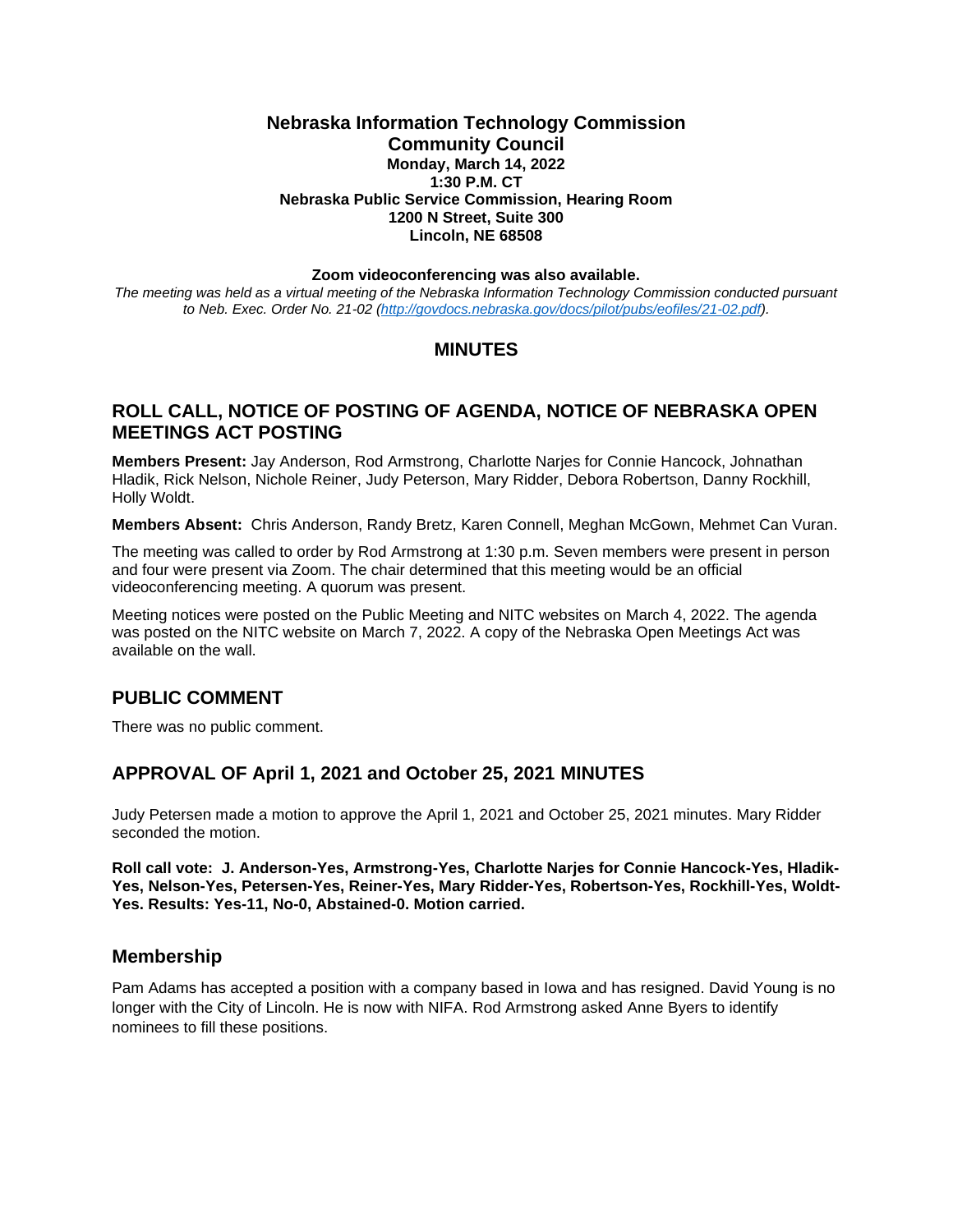# Nebraska Information Technology Commission
## Community Council

**Monday, March 14, 2022**
**1:30 P.M. CT**
**Nebraska Public Service Commission, Hearing Room**
**1200 N Street, Suite 300**
**Lincoln, NE 68508**

**Zoom videoconferencing was also available.**

*The meeting was held as a virtual meeting of the Nebraska Information Technology Commission conducted pursuant to Neb. Exec. Order No. 21-02 (http://govdocs.nebraska.gov/docs/pilot/pubs/eofiles/21-02.pdf).*

## MINUTES

## ROLL CALL, NOTICE OF POSTING OF AGENDA, NOTICE OF NEBRASKA OPEN MEETINGS ACT POSTING

**Members Present:** Jay Anderson, Rod Armstrong, Charlotte Narjes for Connie Hancock, Johnathan Hladik, Rick Nelson, Nichole Reiner, Judy Peterson, Mary Ridder, Debora Robertson, Danny Rockhill, Holly Woldt.

**Members Absent:** Chris Anderson, Randy Bretz, Karen Connell, Meghan McGown, Mehmet Can Vuran.

The meeting was called to order by Rod Armstrong at 1:30 p.m. Seven members were present in person and four were present via Zoom. The chair determined that this meeting would be an official videoconferencing meeting. A quorum was present.

Meeting notices were posted on the Public Meeting and NITC websites on March 4, 2022. The agenda was posted on the NITC website on March 7, 2022. A copy of the Nebraska Open Meetings Act was available on the wall.

## PUBLIC COMMENT

There was no public comment.

## APPROVAL OF April 1, 2021 and October 25, 2021 MINUTES

Judy Petersen made a motion to approve the April 1, 2021 and October 25, 2021 minutes. Mary Ridder seconded the motion.

**Roll call vote: J. Anderson-Yes, Armstrong-Yes, Charlotte Narjes for Connie Hancock-Yes, Hladik-Yes, Nelson-Yes, Petersen-Yes, Reiner-Yes, Mary Ridder-Yes, Robertson-Yes, Rockhill-Yes, Woldt-Yes. Results: Yes-11, No-0, Abstained-0. Motion carried.**

## Membership

Pam Adams has accepted a position with a company based in Iowa and has resigned. David Young is no longer with the City of Lincoln. He is now with NIFA. Rod Armstrong asked Anne Byers to identify nominees to fill these positions.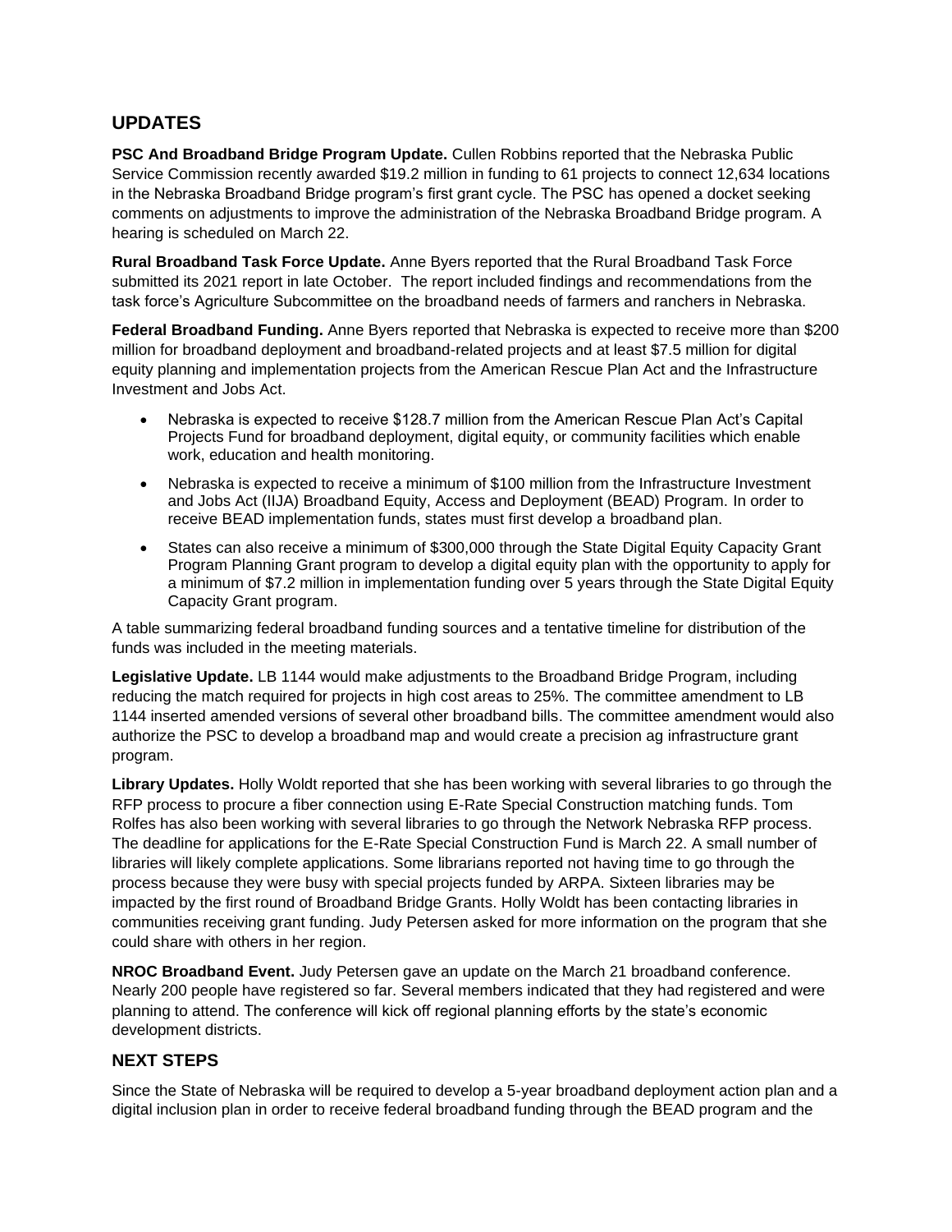## UPDATES

**PSC And Broadband Bridge Program Update.** Cullen Robbins reported that the Nebraska Public Service Commission recently awarded $19.2 million in funding to 61 projects to connect 12,634 locations in the Nebraska Broadband Bridge program's first grant cycle. The PSC has opened a docket seeking comments on adjustments to improve the administration of the Nebraska Broadband Bridge program. A hearing is scheduled on March 22.

**Rural Broadband Task Force Update.** Anne Byers reported that the Rural Broadband Task Force submitted its 2021 report in late October. The report included findings and recommendations from the task force's Agriculture Subcommittee on the broadband needs of farmers and ranchers in Nebraska.

**Federal Broadband Funding.** Anne Byers reported that Nebraska is expected to receive more than $200 million for broadband deployment and broadband-related projects and at least $7.5 million for digital equity planning and implementation projects from the American Rescue Plan Act and the Infrastructure Investment and Jobs Act.

- Nebraska is expected to receive $128.7 million from the American Rescue Plan Act's Capital Projects Fund for broadband deployment, digital equity, or community facilities which enable work, education and health monitoring.
- Nebraska is expected to receive a minimum of $100 million from the Infrastructure Investment and Jobs Act (IIJA) Broadband Equity, Access and Deployment (BEAD) Program. In order to receive BEAD implementation funds, states must first develop a broadband plan.
- States can also receive a minimum of $300,000 through the State Digital Equity Capacity Grant Program Planning Grant program to develop a digital equity plan with the opportunity to apply for a minimum of $7.2 million in implementation funding over 5 years through the State Digital Equity Capacity Grant program.

A table summarizing federal broadband funding sources and a tentative timeline for distribution of the funds was included in the meeting materials.

**Legislative Update.** LB 1144 would make adjustments to the Broadband Bridge Program, including reducing the match required for projects in high cost areas to 25%. The committee amendment to LB 1144 inserted amended versions of several other broadband bills. The committee amendment would also authorize the PSC to develop a broadband map and would create a precision ag infrastructure grant program.

**Library Updates.** Holly Woldt reported that she has been working with several libraries to go through the RFP process to procure a fiber connection using E-Rate Special Construction matching funds. Tom Rolfes has also been working with several libraries to go through the Network Nebraska RFP process. The deadline for applications for the E-Rate Special Construction Fund is March 22. A small number of libraries will likely complete applications. Some librarians reported not having time to go through the process because they were busy with special projects funded by ARPA. Sixteen libraries may be impacted by the first round of Broadband Bridge Grants. Holly Woldt has been contacting libraries in communities receiving grant funding. Judy Petersen asked for more information on the program that she could share with others in her region.

**NROC Broadband Event.** Judy Petersen gave an update on the March 21 broadband conference. Nearly 200 people have registered so far. Several members indicated that they had registered and were planning to attend. The conference will kick off regional planning efforts by the state's economic development districts.

## NEXT STEPS

Since the State of Nebraska will be required to develop a 5-year broadband deployment action plan and a digital inclusion plan in order to receive federal broadband funding through the BEAD program and the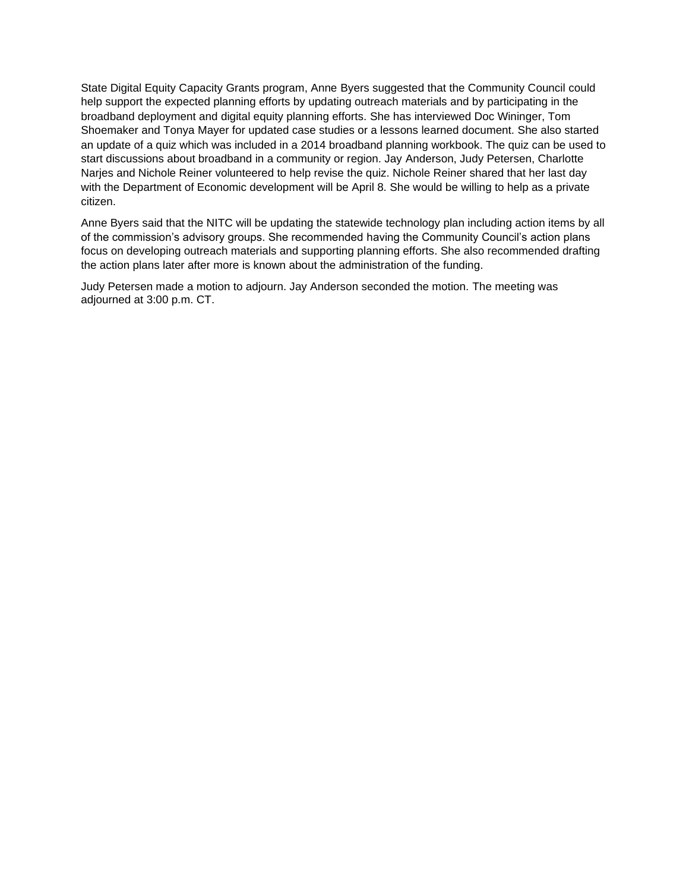State Digital Equity Capacity Grants program, Anne Byers suggested that the Community Council could help support the expected planning efforts by updating outreach materials and by participating in the broadband deployment and digital equity planning efforts. She has interviewed Doc Wininger, Tom Shoemaker and Tonya Mayer for updated case studies or a lessons learned document. She also started an update of a quiz which was included in a 2014 broadband planning workbook. The quiz can be used to start discussions about broadband in a community or region. Jay Anderson, Judy Petersen, Charlotte Narjes and Nichole Reiner volunteered to help revise the quiz. Nichole Reiner shared that her last day with the Department of Economic development will be April 8. She would be willing to help as a private citizen.

Anne Byers said that the NITC will be updating the statewide technology plan including action items by all of the commission's advisory groups. She recommended having the Community Council's action plans focus on developing outreach materials and supporting planning efforts. She also recommended drafting the action plans later after more is known about the administration of the funding.

Judy Petersen made a motion to adjourn. Jay Anderson seconded the motion. The meeting was adjourned at 3:00 p.m. CT.